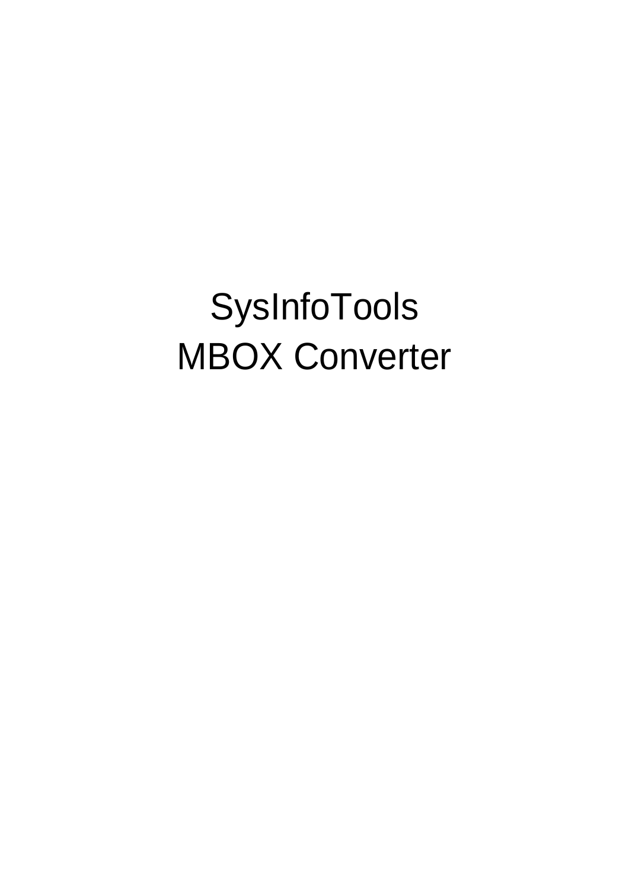# SysInfoTools
# MBOX Converter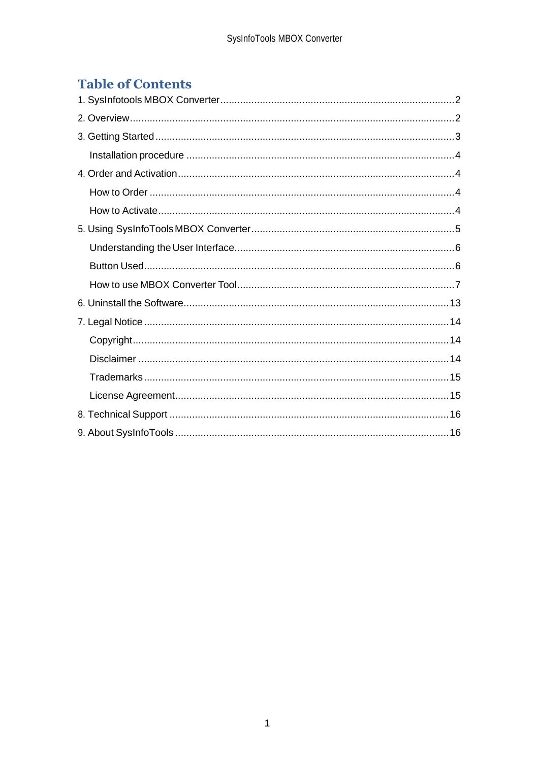# Table of Contents

1. SysInfotools MBOX Converter....................................................................................2
2. Overview....................................................................................................................2
3. Getting Started..........................................................................................................3
    - Installation procedure ..............................................................................................4
4. Order and Activation..................................................................................................4
    - How to Order ............................................................................................................4
    - How to Activate.........................................................................................................4
5. Using SysInfoTools MBOX Converter........................................................................5
    - Understanding the User Interface.............................................................................6
    - Button Used..............................................................................................................6
    - How to use MBOX Converter Tool.............................................................................7
6. Uninstall the Software..............................................................................................13
7. Legal Notice.............................................................................................................14
    - Copyright.................................................................................................................14
    - Disclaimer ...............................................................................................................14
    - Trademarks.............................................................................................................15
    - License Agreement..................................................................................................15
8. Technical Support ....................................................................................................16
9. About SysInfoTools ..................................................................................................16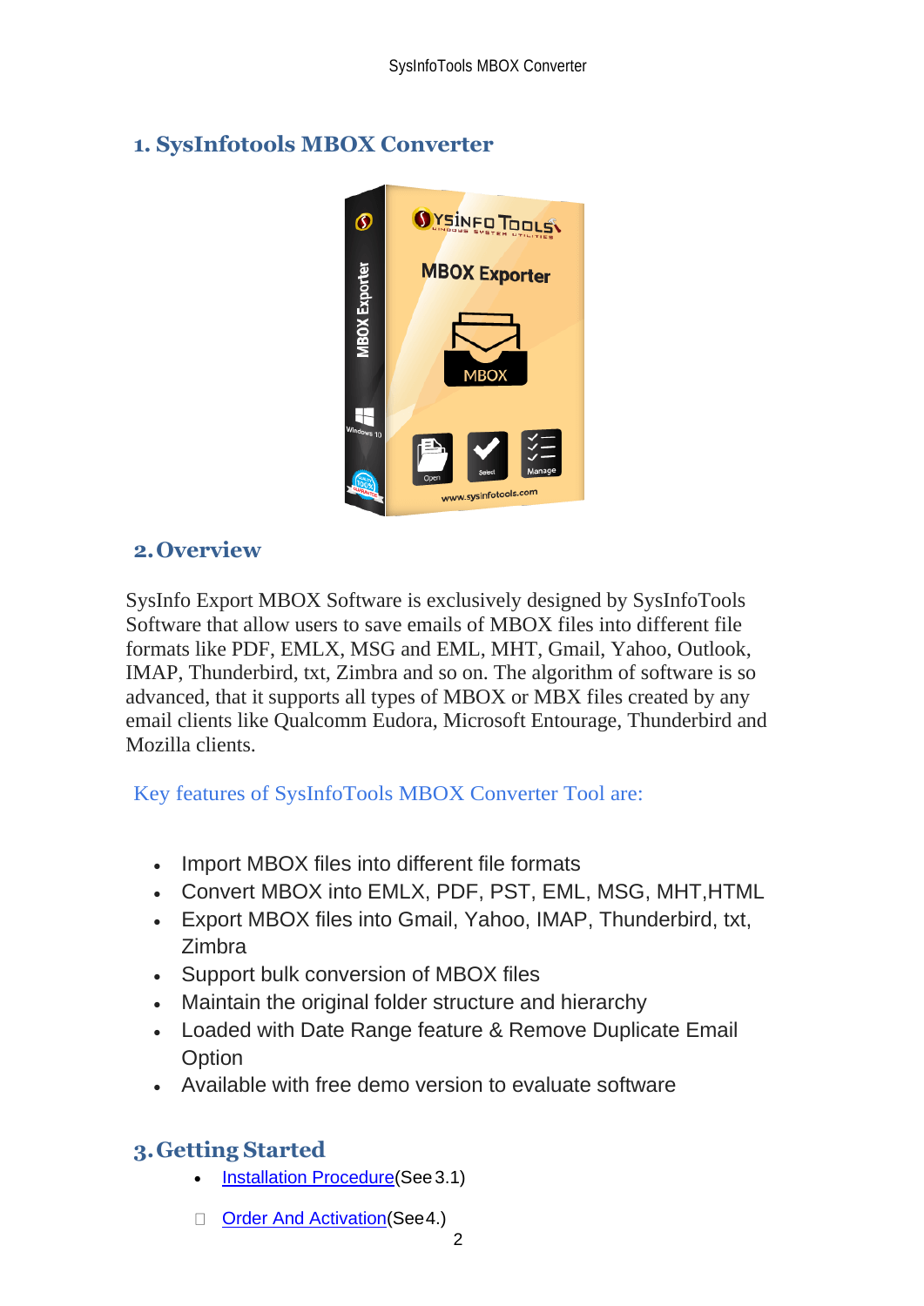## 1. SysInfotools MBOX Converter

## 2. Overview

SysInfo Export MBOX Software is exclusively designed by SysInfoTools Software that allow users to save emails of MBOX files into different file formats like PDF, EMLX, MSG and EML, MHT, Gmail, Yahoo, Outlook, IMAP, Thunderbird, txt, Zimbra and so on. The algorithm of software is so advanced, that it supports all types of MBOX or MBX files created by any email clients like Qualcomm Eudora, Microsoft Entourage, Thunderbird and Mozilla clients.

Key features of SysInfoTools MBOX Converter Tool are:

- Import MBOX files into different file formats
- Convert MBOX into EMLX, PDF, PST, EML, MSG, MHT,HTML
- Export MBOX files into Gmail, Yahoo, IMAP, Thunderbird, txt, Zimbra
- Support bulk conversion of MBOX files
- Maintain the original folder structure and hierarchy
- Loaded with Date Range feature & Remove Duplicate Email Option
- Available with free demo version to evaluate software

## 3. Getting Started

- Installation Procedure(See 3.1)
- Order And Activation(See 4.)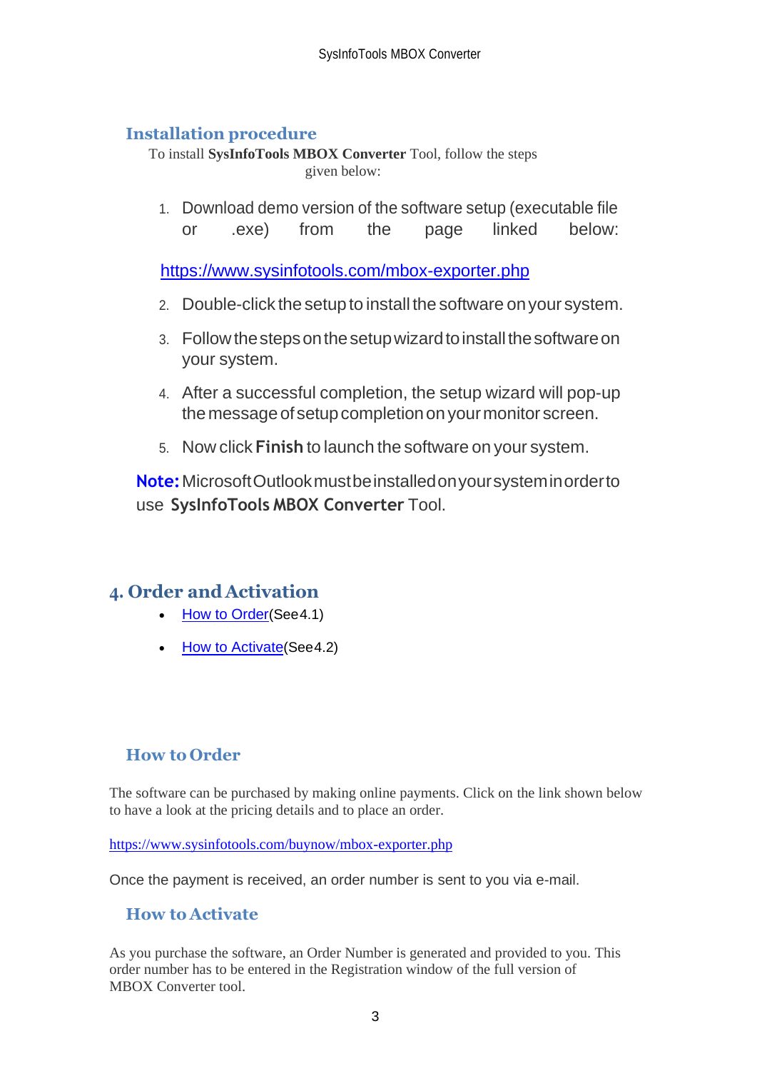## Installation procedure

To install **SysInfoTools MBOX Converter** Tool, follow the steps given below:

1. Download demo version of the software setup (executable file or .exe) from the page linked below:

   https://www.sysinfotools.com/mbox-exporter.php

2. Double-click the setup to install the software on your system.
3. Follow the steps on the setup wizard to install the software on your system.
4. After a successful completion, the setup wizard will pop-up the message of setup completion on your monitor screen.
5. Now click **Finish** to launch the software on your system.

**Note:** Microsoft Outlook must be installed on your system in order to use **SysInfoTools MBOX Converter** Tool.

# 4. Order and Activation

- How to Order(See4.1)
- How to Activate(See4.2)

## How to Order

The software can be purchased by making online payments. Click on the link shown below to have a look at the pricing details and to place an order.

https://www.sysinfotools.com/buynow/mbox-exporter.php

Once the payment is received, an order number is sent to you via e-mail.

## How to Activate

As you purchase the software, an Order Number is generated and provided to you. This order number has to be entered in the Registration window of the full version of MBOX Converter tool.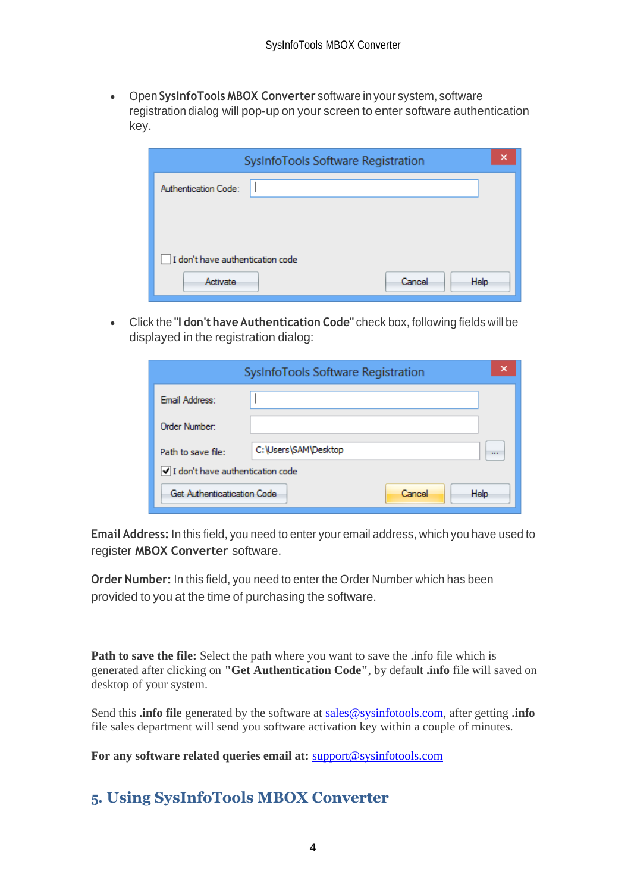- Open **SysInfoTools MBOX Converter** software in your system, software registration dialog will pop-up on your screen to enter software authentication key.

- Click the **"I don't have Authentication Code"** check box, following fields will be displayed in the registration dialog:

**Email Address:** In this field, you need to enter your email address, which you have used to register **MBOX Converter** software.

**Order Number:** In this field, you need to enter the Order Number which has been provided to you at the time of purchasing the software.

**Path to save the file:** Select the path where you want to save the .info file which is generated after clicking on **"Get Authentication Code"**, by default **.info** file will saved on desktop of your system.

Send this **.info file** generated by the software at sales@sysinfotools.com, after getting **.info** file sales department will send you software activation key within a couple of minutes.

**For any software related queries email at:** support@sysinfotools.com

## 5. Using SysInfoTools MBOX Converter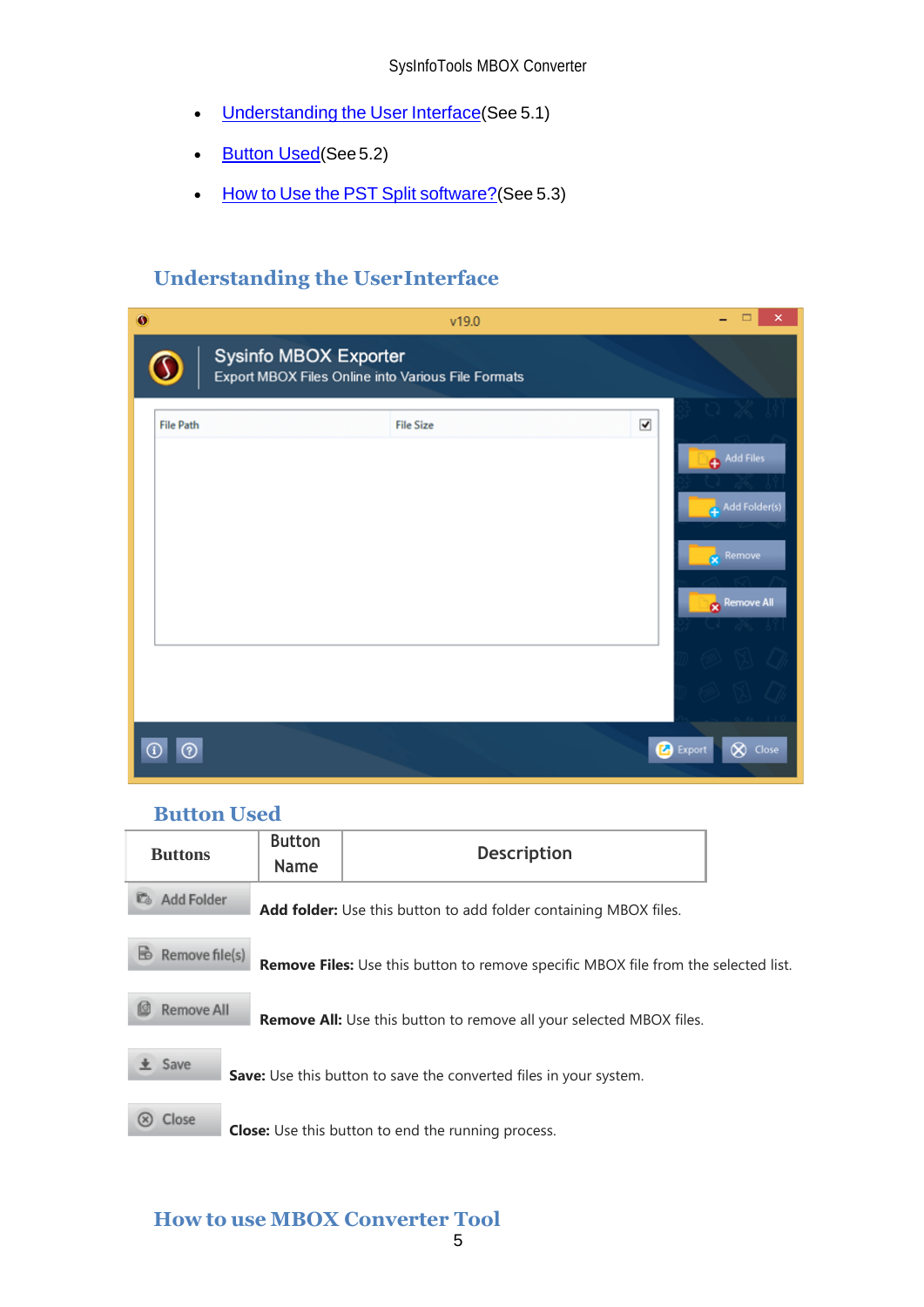- Understanding the User Interface(See 5.1)
- Button Used(See 5.2)
- How to Use the PST Split software?(See 5.3)

## Understanding the UserInterface

## Button Used

| Buttons | Button Name | Description |
|---|---|---|
| Add Folder | | **Add folder:** Use this button to add folder containing MBOX files. |
| Remove file(s) | | **Remove Files:** Use this button to remove specific MBOX file from the selected list. |
| Remove All | | **Remove All:** Use this button to remove all your selected MBOX files. |
| Save | | **Save:** Use this button to save the converted files in your system. |
| Close | | **Close:** Use this button to end the running process. |

## How to use MBOX Converter Tool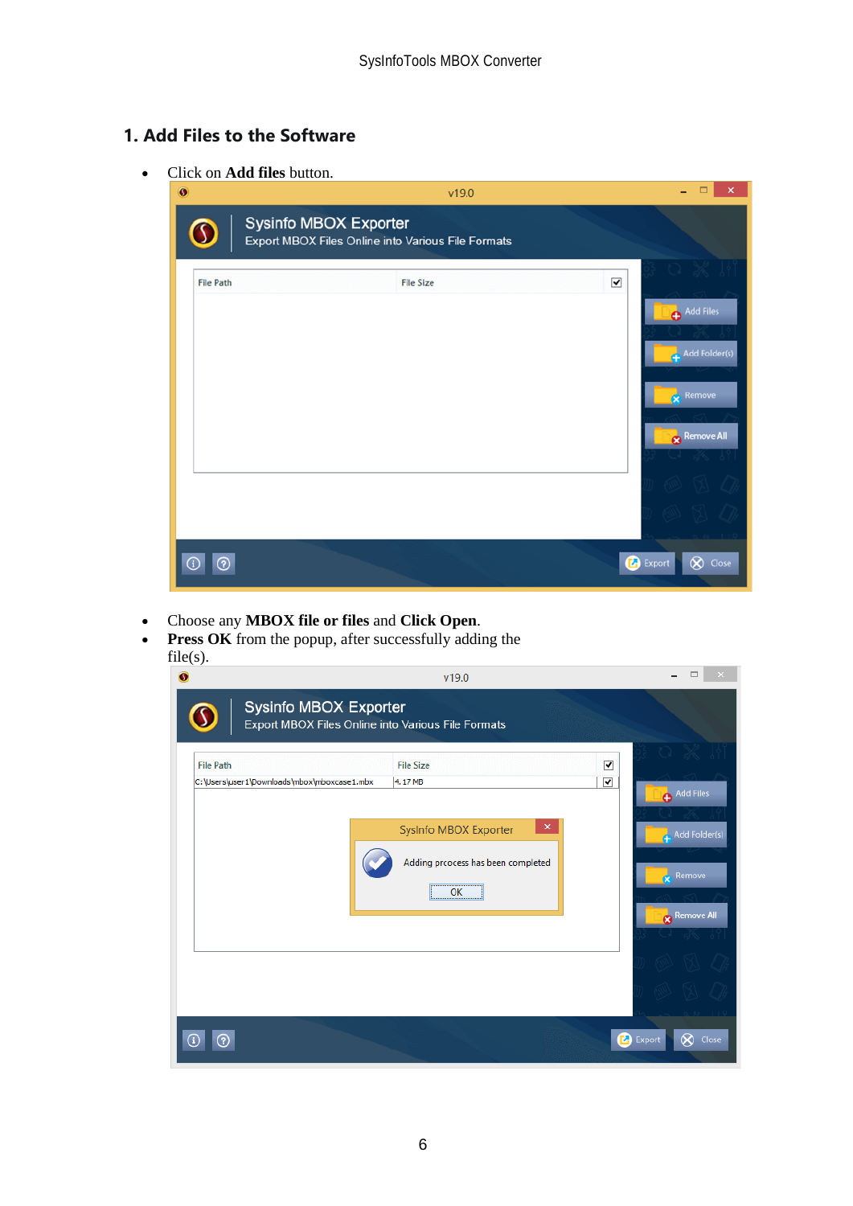## 1. Add Files to the Software

- Click on **Add files** button.

- Choose any **MBOX file or files** and **Click Open**.
- **Press OK** from the popup, after successfully adding the file(s).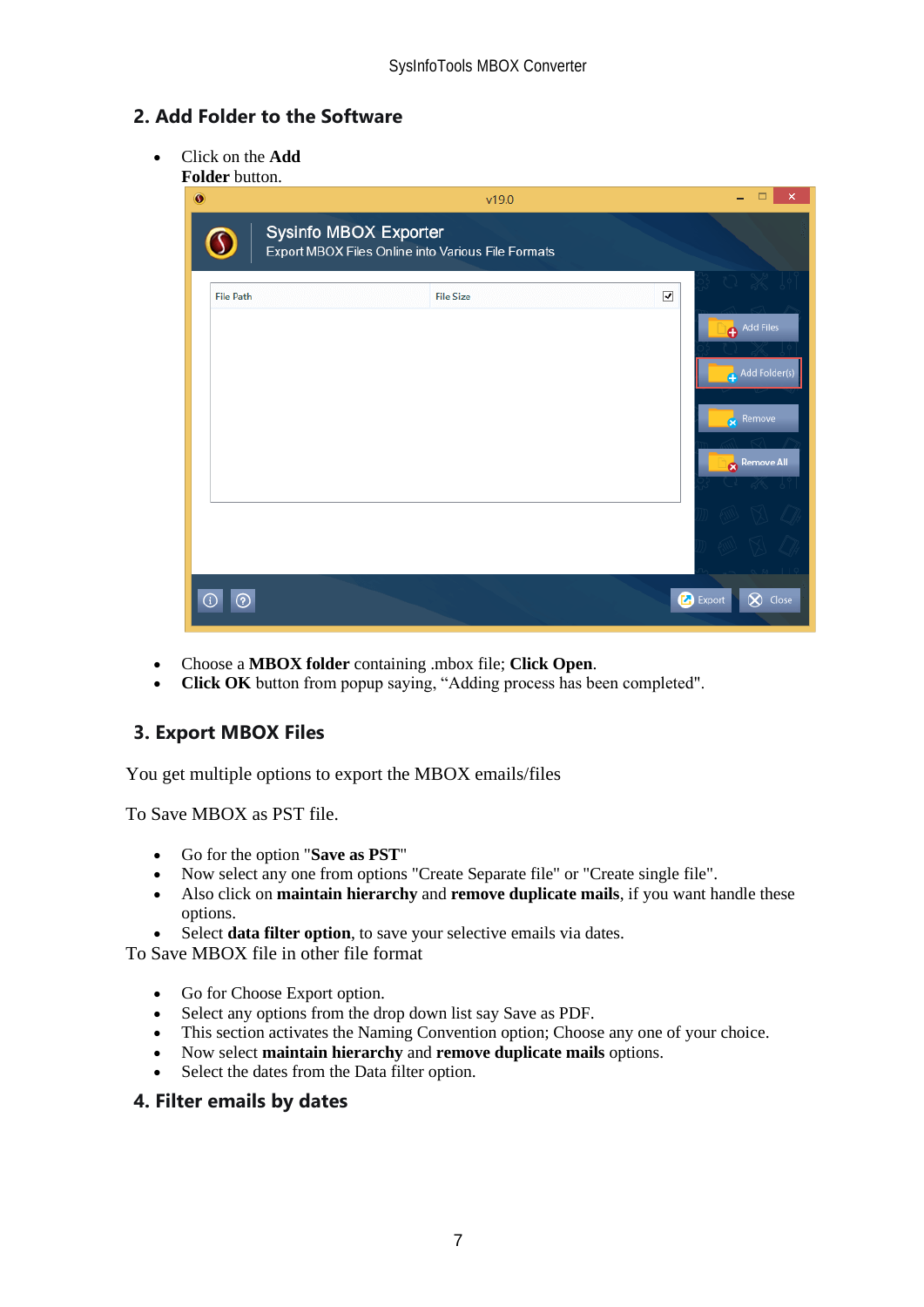## 2. Add Folder to the Software

- Click on the **Add Folder** button.

- Choose a **MBOX folder** containing .mbox file; **Click Open**.
- **Click OK** button from popup saying, "Adding process has been completed".

## 3. Export MBOX Files

You get multiple options to export the MBOX emails/files

To Save MBOX as PST file.

- Go for the option "**Save as PST**"
- Now select any one from options "Create Separate file" or "Create single file".
- Also click on **maintain hierarchy** and **remove duplicate mails**, if you want handle these options.
- Select **data filter option**, to save your selective emails via dates.

To Save MBOX file in other file format

- Go for Choose Export option.
- Select any options from the drop down list say Save as PDF.
- This section activates the Naming Convention option; Choose any one of your choice.
- Now select **maintain hierarchy** and **remove duplicate mails** options.
- Select the dates from the Data filter option.

## 4. Filter emails by dates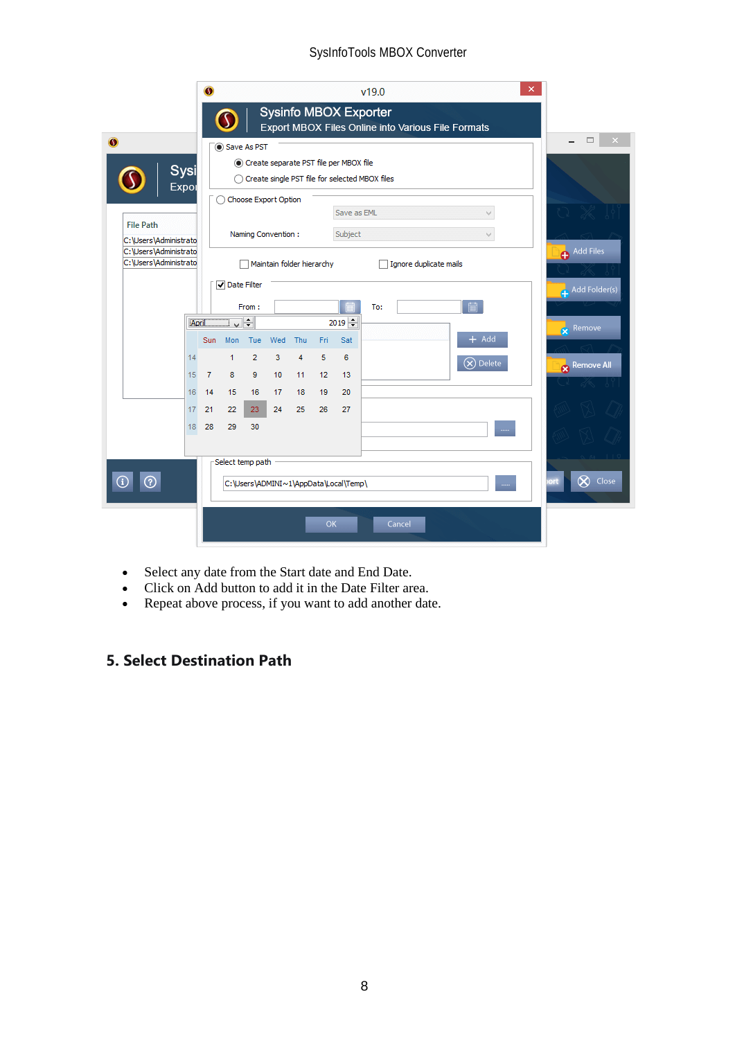- Select any date from the Start date and End Date.
- Click on Add button to add it in the Date Filter area.
- Repeat above process, if you want to add another date.

## 5. Select Destination Path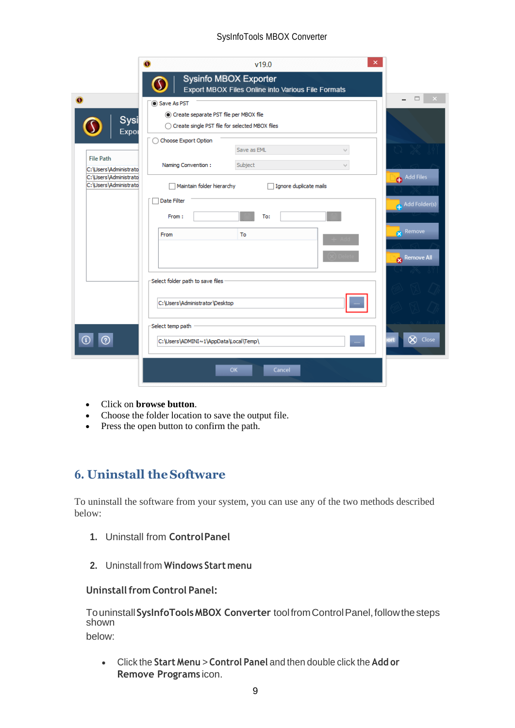- Click on **browse button**.
- Choose the folder location to save the output file.
- Press the open button to confirm the path.

## 6. Uninstall the Software

To uninstall the software from your system, you can use any of the two methods described below:

1. Uninstall from **Control Panel**
2. Uninstall from **Windows Start menu**

### Uninstall from Control Panel:

To uninstall **SysInfoTools MBOX Converter** tool from Control Panel, follow the steps shown below:

- Click the **Start Menu** > **Control Panel** and then double click the **Add or Remove Programs** icon.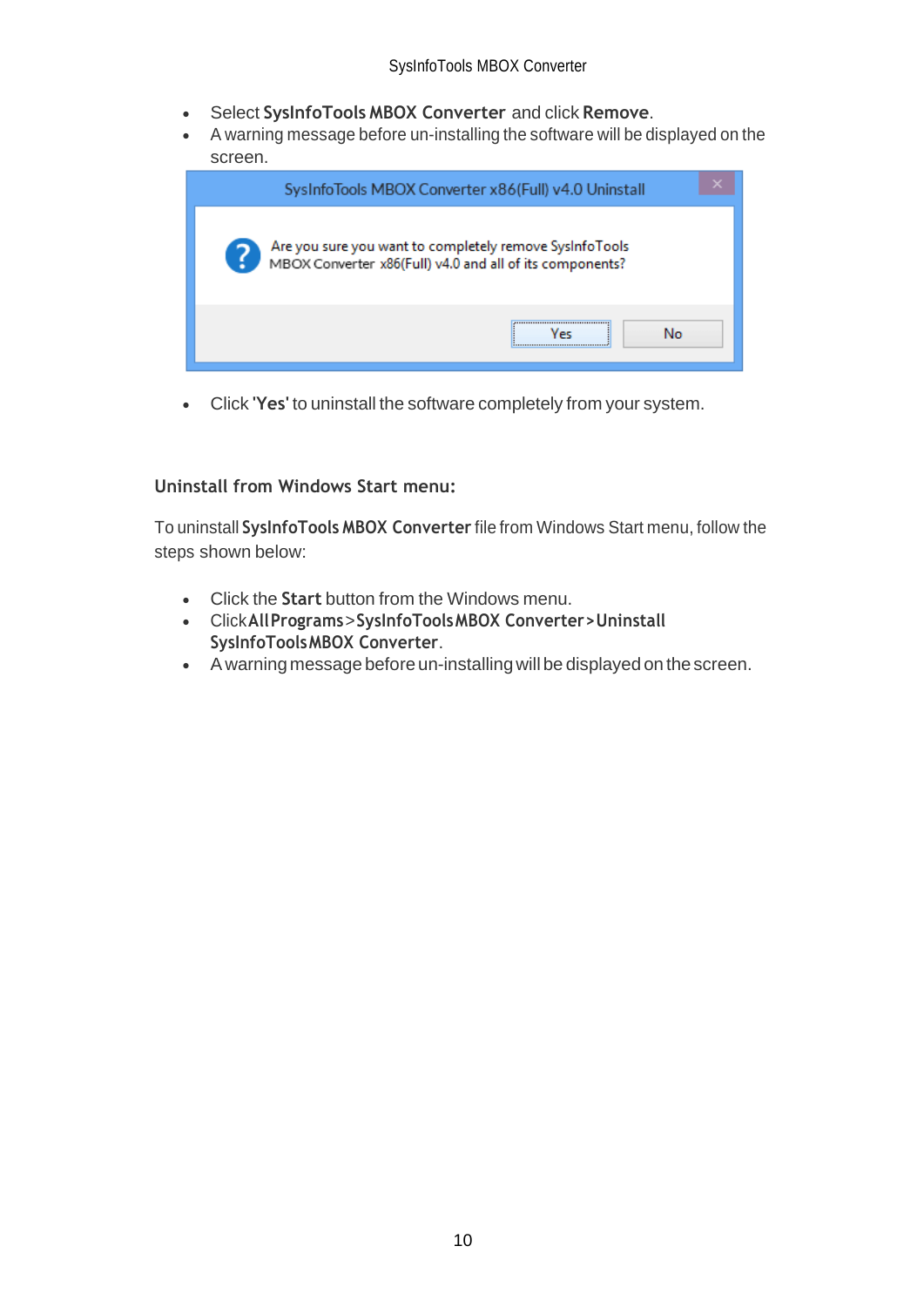- Select **SysInfoTools MBOX Converter** and click **Remove**.
- A warning message before un-installing the software will be displayed on the screen.

- Click **'Yes'** to uninstall the software completely from your system.

### Uninstall from Windows Start menu:

To uninstall **SysInfoTools MBOX Converter** file from Windows Start menu, follow the steps shown below:

- Click the **Start** button from the Windows menu.
- Click **All Programs** > **SysInfoTools MBOX Converter** > **Uninstall SysInfoTools MBOX Converter**.
- A warning message before un-installing will be displayed on the screen.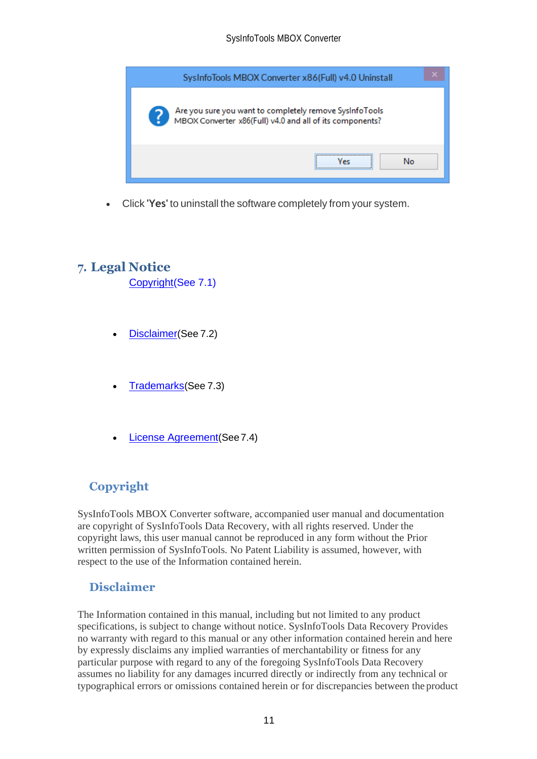- Click '**Yes**' to uninstall the software completely from your system.

# 7. Legal Notice

Copyright(See 7.1)

- Disclaimer(See 7.2)

- Trademarks(See 7.3)

- License Agreement(See 7.4)

## Copyright

SysInfoTools MBOX Converter software, accompanied user manual and documentation are copyright of SysInfoTools Data Recovery, with all rights reserved. Under the copyright laws, this user manual cannot be reproduced in any form without the Prior written permission of SysInfoTools. No Patent Liability is assumed, however, with respect to the use of the Information contained herein.

## Disclaimer

The Information contained in this manual, including but not limited to any product specifications, is subject to change without notice. SysInfoTools Data Recovery Provides no warranty with regard to this manual or any other information contained herein and here by expressly disclaims any implied warranties of merchantability or fitness for any particular purpose with regard to any of the foregoing SysInfoTools Data Recovery assumes no liability for any damages incurred directly or indirectly from any technical or typographical errors or omissions contained herein or for discrepancies between the product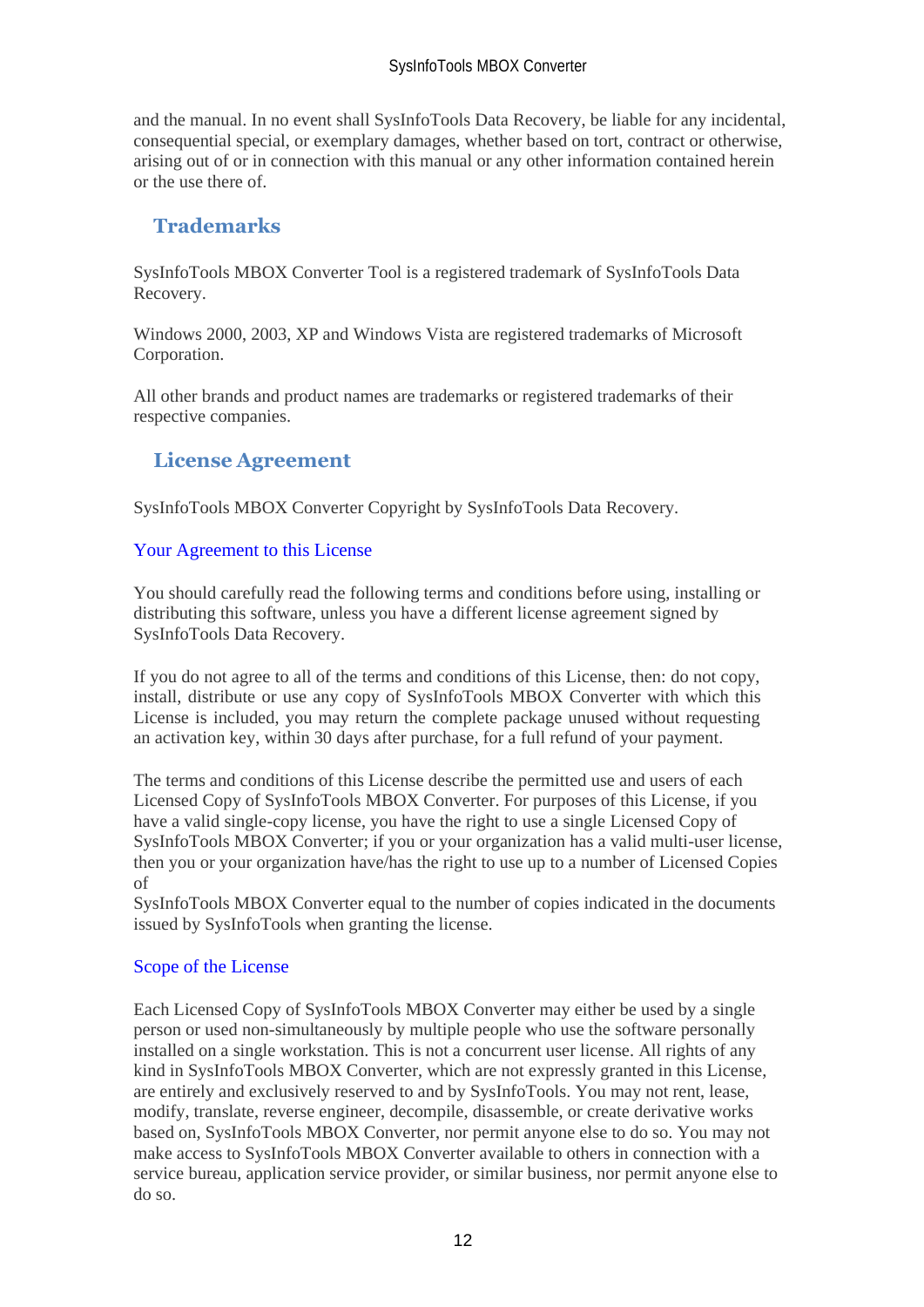and the manual. In no event shall SysInfoTools Data Recovery, be liable for any incidental, consequential special, or exemplary damages, whether based on tort, contract or otherwise, arising out of or in connection with this manual or any other information contained herein or the use there of.

## Trademarks

SysInfoTools MBOX Converter Tool is a registered trademark of SysInfoTools Data Recovery.

Windows 2000, 2003, XP and Windows Vista are registered trademarks of Microsoft Corporation.

All other brands and product names are trademarks or registered trademarks of their respective companies.

## License Agreement

SysInfoTools MBOX Converter Copyright by SysInfoTools Data Recovery.

### Your Agreement to this License

You should carefully read the following terms and conditions before using, installing or distributing this software, unless you have a different license agreement signed by SysInfoTools Data Recovery.

If you do not agree to all of the terms and conditions of this License, then: do not copy, install, distribute or use any copy of SysInfoTools MBOX Converter with which this License is included, you may return the complete package unused without requesting an activation key, within 30 days after purchase, for a full refund of your payment.

The terms and conditions of this License describe the permitted use and users of each Licensed Copy of SysInfoTools MBOX Converter. For purposes of this License, if you have a valid single-copy license, you have the right to use a single Licensed Copy of SysInfoTools MBOX Converter; if you or your organization has a valid multi-user license, then you or your organization have/has the right to use up to a number of Licensed Copies of
SysInfoTools MBOX Converter equal to the number of copies indicated in the documents issued by SysInfoTools when granting the license.

### Scope of the License

Each Licensed Copy of SysInfoTools MBOX Converter may either be used by a single person or used non-simultaneously by multiple people who use the software personally installed on a single workstation. This is not a concurrent user license. All rights of any kind in SysInfoTools MBOX Converter, which are not expressly granted in this License, are entirely and exclusively reserved to and by SysInfoTools. You may not rent, lease, modify, translate, reverse engineer, decompile, disassemble, or create derivative works based on, SysInfoTools MBOX Converter, nor permit anyone else to do so. You may not make access to SysInfoTools MBOX Converter available to others in connection with a service bureau, application service provider, or similar business, nor permit anyone else to do so.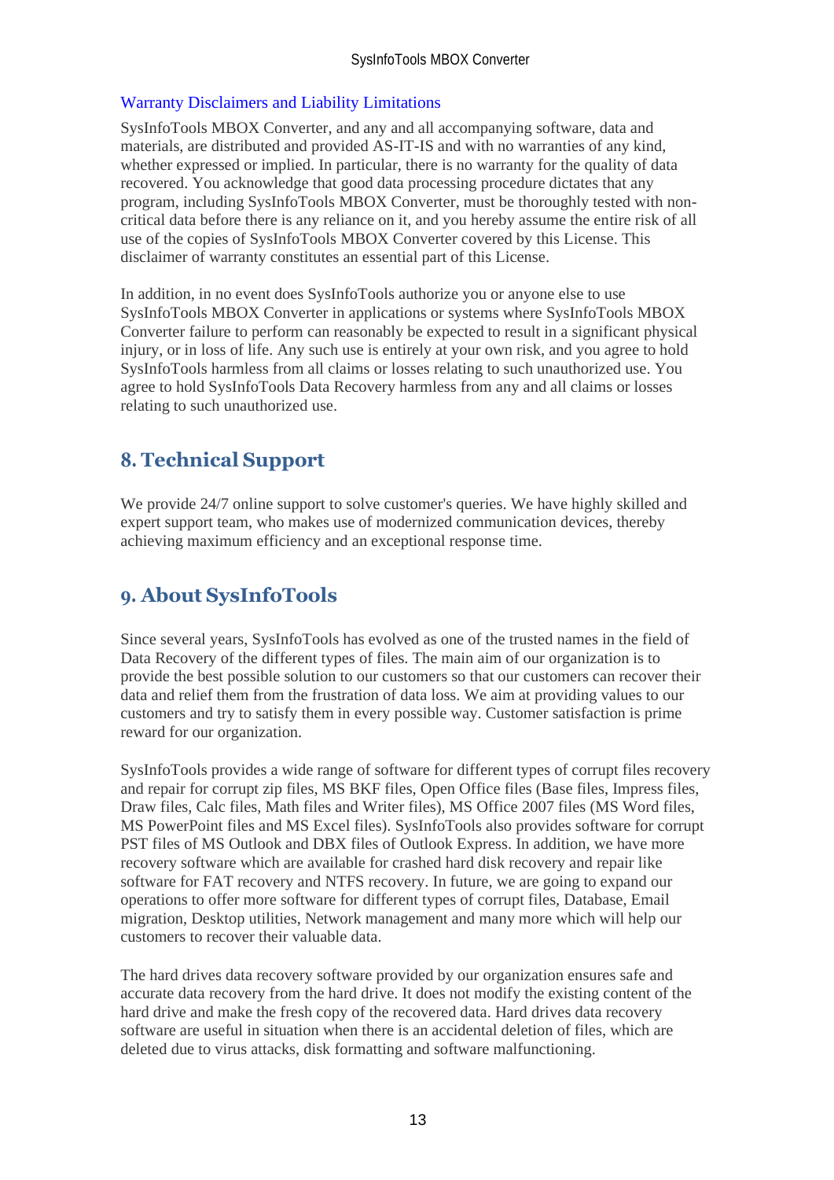### Warranty Disclaimers and Liability Limitations

SysInfoTools MBOX Converter, and any and all accompanying software, data and materials, are distributed and provided AS-IT-IS and with no warranties of any kind, whether expressed or implied. In particular, there is no warranty for the quality of data recovered. You acknowledge that good data processing procedure dictates that any program, including SysInfoTools MBOX Converter, must be thoroughly tested with non-critical data before there is any reliance on it, and you hereby assume the entire risk of all use of the copies of SysInfoTools MBOX Converter covered by this License. This disclaimer of warranty constitutes an essential part of this License.

In addition, in no event does SysInfoTools authorize you or anyone else to use SysInfoTools MBOX Converter in applications or systems where SysInfoTools MBOX Converter failure to perform can reasonably be expected to result in a significant physical injury, or in loss of life. Any such use is entirely at your own risk, and you agree to hold SysInfoTools harmless from all claims or losses relating to such unauthorized use. You agree to hold SysInfoTools Data Recovery harmless from any and all claims or losses relating to such unauthorized use.

## 8. Technical Support

We provide 24/7 online support to solve customer's queries. We have highly skilled and expert support team, who makes use of modernized communication devices, thereby achieving maximum efficiency and an exceptional response time.

## 9. About SysInfoTools

Since several years, SysInfoTools has evolved as one of the trusted names in the field of Data Recovery of the different types of files. The main aim of our organization is to provide the best possible solution to our customers so that our customers can recover their data and relief them from the frustration of data loss. We aim at providing values to our customers and try to satisfy them in every possible way. Customer satisfaction is prime reward for our organization.

SysInfoTools provides a wide range of software for different types of corrupt files recovery and repair for corrupt zip files, MS BKF files, Open Office files (Base files, Impress files, Draw files, Calc files, Math files and Writer files), MS Office 2007 files (MS Word files, MS PowerPoint files and MS Excel files). SysInfoTools also provides software for corrupt PST files of MS Outlook and DBX files of Outlook Express. In addition, we have more recovery software which are available for crashed hard disk recovery and repair like software for FAT recovery and NTFS recovery. In future, we are going to expand our operations to offer more software for different types of corrupt files, Database, Email migration, Desktop utilities, Network management and many more which will help our customers to recover their valuable data.

The hard drives data recovery software provided by our organization ensures safe and accurate data recovery from the hard drive. It does not modify the existing content of the hard drive and make the fresh copy of the recovered data. Hard drives data recovery software are useful in situation when there is an accidental deletion of files, which are deleted due to virus attacks, disk formatting and software malfunctioning.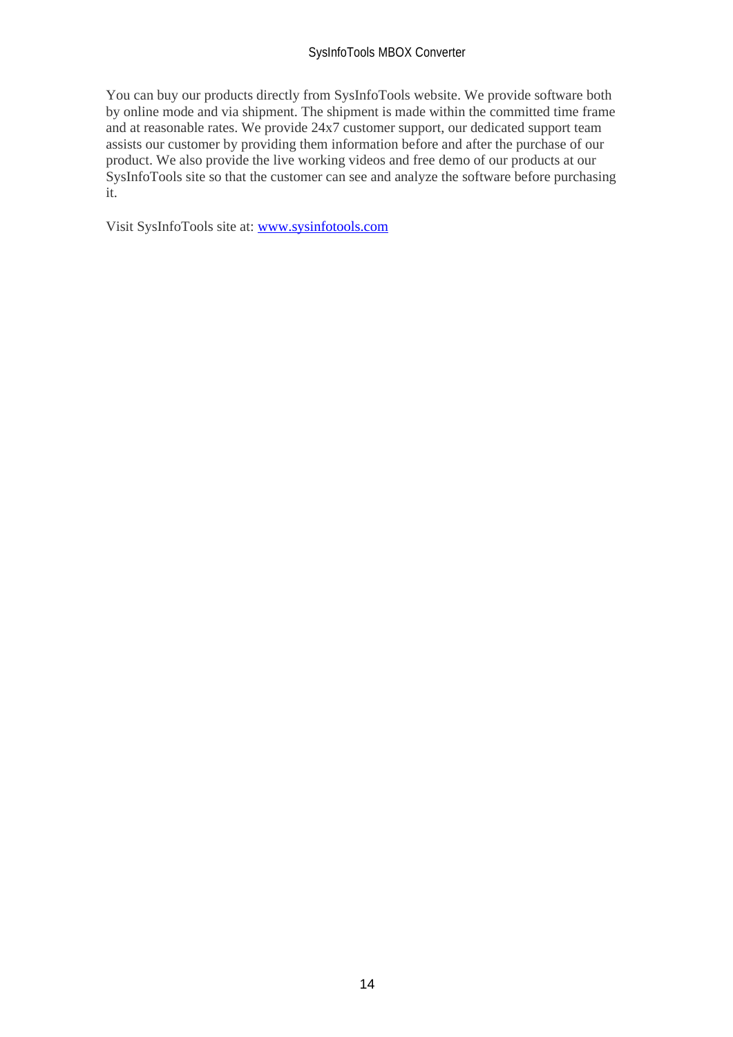You can buy our products directly from SysInfoTools website. We provide software both by online mode and via shipment. The shipment is made within the committed time frame and at reasonable rates. We provide 24x7 customer support, our dedicated support team assists our customer by providing them information before and after the purchase of our product. We also provide the live working videos and free demo of our products at our SysInfoTools site so that the customer can see and analyze the software before purchasing it.

Visit SysInfoTools site at: [www.sysinfotools.com](http://www.sysinfotools.com)